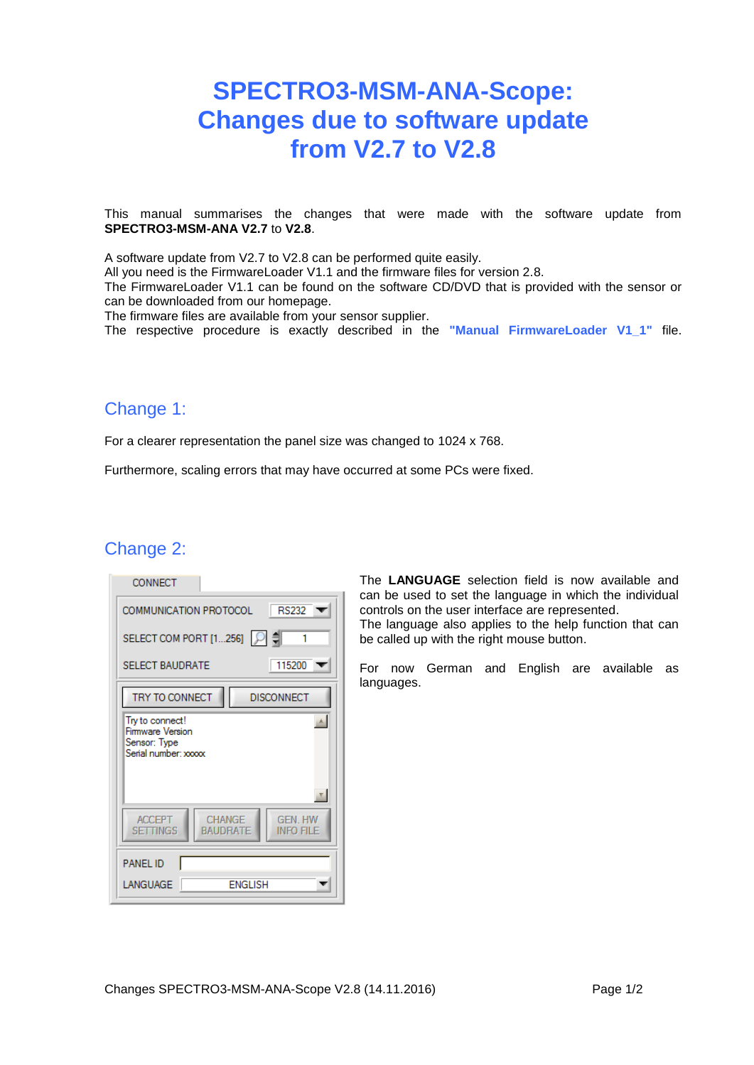# SPECTRO3-MSM-ANA-Scope: Changes due to software update from V2.7 to V2.8

This manual summarises the changes that were made with the software update from **SPECTRO3-MSM-ANA V2.7** to **V2.8**.

A software update from V2.7 to V2.8 can be performed quite easily.
All you need is the FirmwareLoader V1.1 and the firmware files for version 2.8.
The FirmwareLoader V1.1 can be found on the software CD/DVD that is provided with the sensor or can be downloaded from our homepage.
The firmware files are available from your sensor supplier.
The respective procedure is exactly described in the **"Manual FirmwareLoader V1_1"** file.

## Change 1:

For a clearer representation the panel size was changed to 1024 x 768.

Furthermore, scaling errors that may have occurred at some PCs were fixed.

## Change 2:

The **LANGUAGE** selection field is now available and can be used to set the language in which the individual controls on the user interface are represented.
The language also applies to the help function that can be called up with the right mouse button.

For now German and English are available as languages.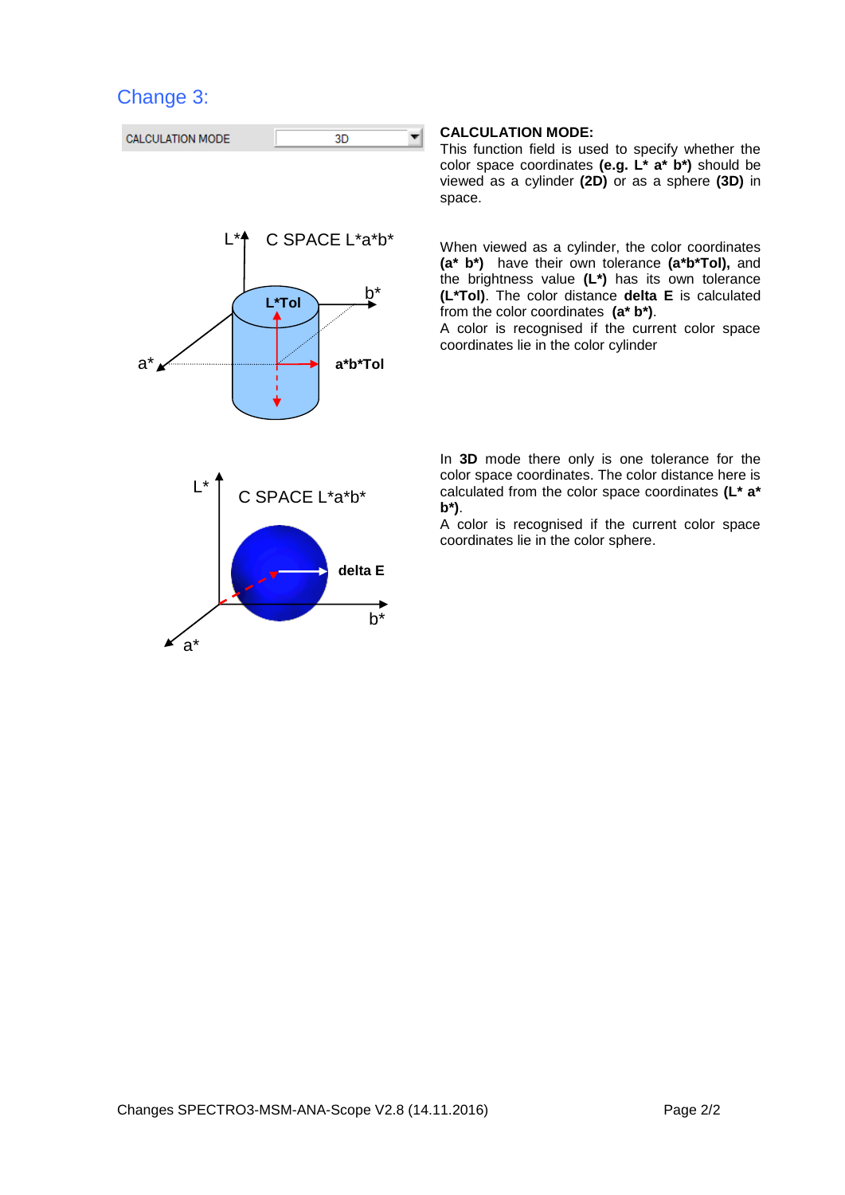## Change 3:

CALCULATION MODE 3D

**CALCULATION MODE:**
This function field is used to specify whether the color space coordinates **(e.g. L* a* b*)** should be viewed as a cylinder **(2D)** or as a sphere **(3D)** in space.

L*
C SPACE L*a*b*
L*Tol
b*
a*
a*b*Tol

When viewed as a cylinder, the color coordinates **(a* b*)** have their own tolerance **(a*b*Tol),** and the brightness value **(L*)** has its own tolerance **(L*Tol)**. The color distance **delta E** is calculated from the color coordinates **(a* b*)**.
A color is recognised if the current color space coordinates lie in the color cylinder

L*
C SPACE L*a*b*
delta E
b*
a*

In **3D** mode there only is one tolerance for the color space coordinates. The color distance here is calculated from the color space coordinates **(L* a* b*)**.
A color is recognised if the current color space coordinates lie in the color sphere.